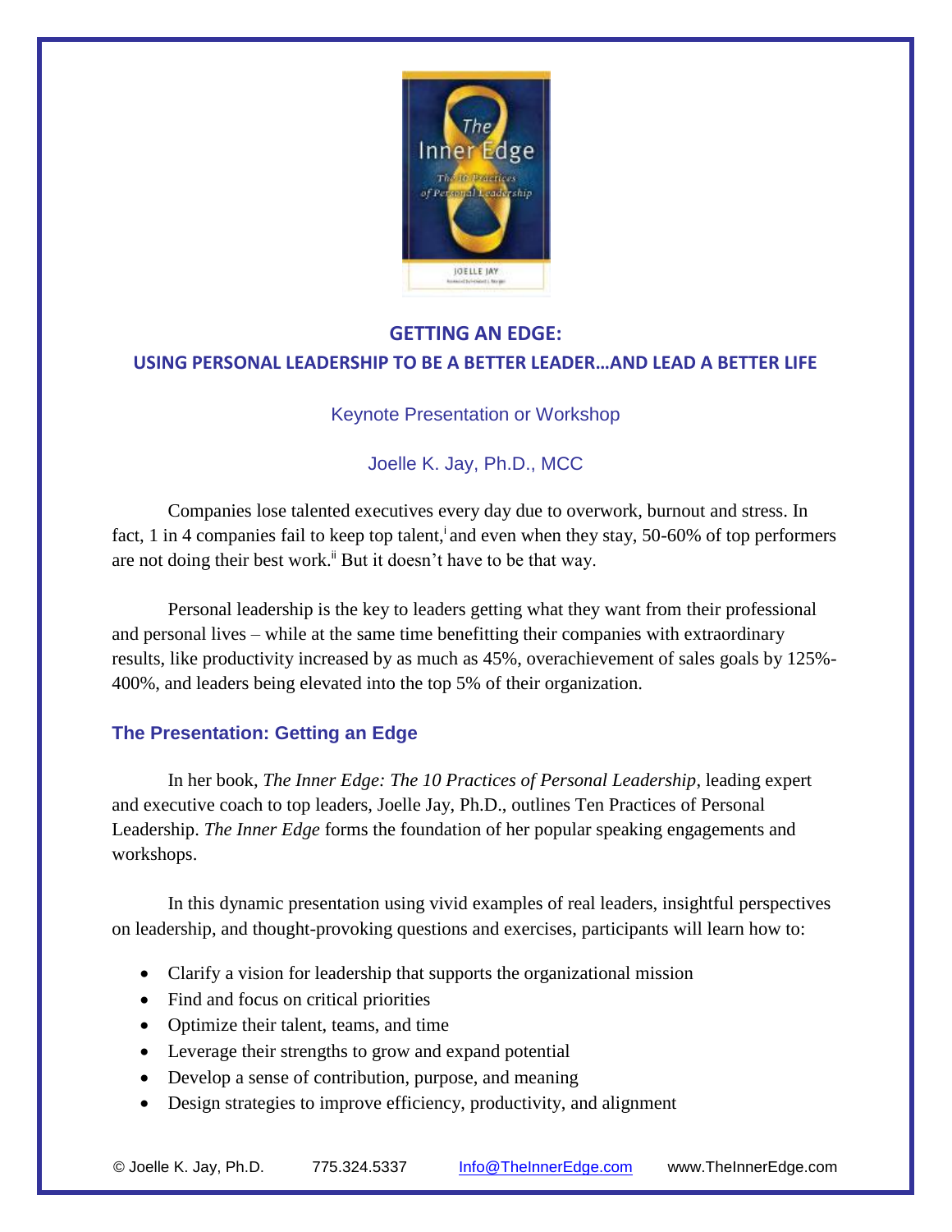# GETTING AN EDGE:

## USING PERSONAL LEADERSHIP TO BE A BETTER LEADER…AND LEAD A BETTER LIFE

Keynote Presentation or Workshop

Joelle K. Jay, Ph.D., MCC

Companies lose talented executives every day due to overwork, burnout and stress. In fact, 1 in 4 companies fail to keep top talent,[i] and even when they stay, 50-60% of top performers are not doing their best work.[ii] But it doesn't have to be that way.

Personal leadership is the key to leaders getting what they want from their professional and personal lives – while at the same time benefitting their companies with extraordinary results, like productivity increased by as much as 45%, overachievement of sales goals by 125%-400%, and leaders being elevated into the top 5% of their organization.

### The Presentation: Getting an Edge

In her book, *The Inner Edge: The 10 Practices of Personal Leadership*, leading expert and executive coach to top leaders, Joelle Jay, Ph.D., outlines Ten Practices of Personal Leadership. *The Inner Edge* forms the foundation of her popular speaking engagements and workshops.

In this dynamic presentation using vivid examples of real leaders, insightful perspectives on leadership, and thought-provoking questions and exercises, participants will learn how to:

- Clarify a vision for leadership that supports the organizational mission
- Find and focus on critical priorities
- Optimize their talent, teams, and time
- Leverage their strengths to grow and expand potential
- Develop a sense of contribution, purpose, and meaning
- Design strategies to improve efficiency, productivity, and alignment

© Joelle K. Jay, Ph.D. 775.324.5337 Info@TheInnerEdge.com www.TheInnerEdge.com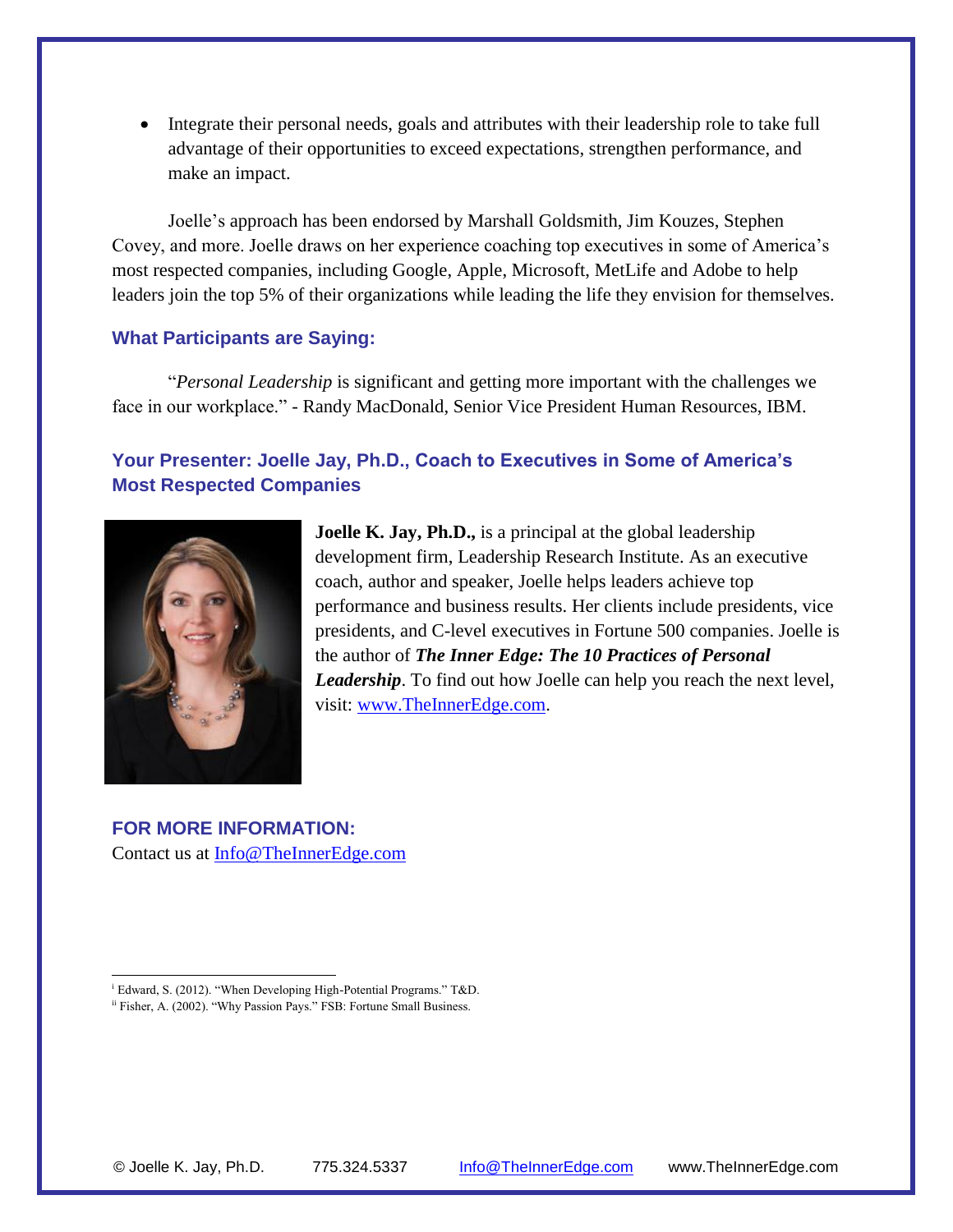- Integrate their personal needs, goals and attributes with their leadership role to take full advantage of their opportunities to exceed expectations, strengthen performance, and make an impact.

Joelle's approach has been endorsed by Marshall Goldsmith, Jim Kouzes, Stephen Covey, and more. Joelle draws on her experience coaching top executives in some of America's most respected companies, including Google, Apple, Microsoft, MetLife and Adobe to help leaders join the top 5% of their organizations while leading the life they envision for themselves.

### What Participants are Saying:

"*Personal Leadership* is significant and getting more important with the challenges we face in our workplace." - Randy MacDonald, Senior Vice President Human Resources, IBM.

### Your Presenter: Joelle Jay, Ph.D., Coach to Executives in Some of America's Most Respected Companies

**Joelle K. Jay, Ph.D.,** is a principal at the global leadership development firm, Leadership Research Institute. As an executive coach, author and speaker, Joelle helps leaders achieve top performance and business results. Her clients include presidents, vice presidents, and C-level executives in Fortune 500 companies. Joelle is the author of ***The Inner Edge: The 10 Practices of Personal Leadership***. To find out how Joelle can help you reach the next level, visit: www.TheInnerEdge.com.

### FOR MORE INFORMATION:

Contact us at Info@TheInnerEdge.com

---

[i] Edward, S. (2012). "When Developing High-Potential Programs." T&D.

[ii] Fisher, A. (2002). "Why Passion Pays." FSB: Fortune Small Business.

© Joelle K. Jay, Ph.D. 775.324.5337 Info@TheInnerEdge.com www.TheInnerEdge.com